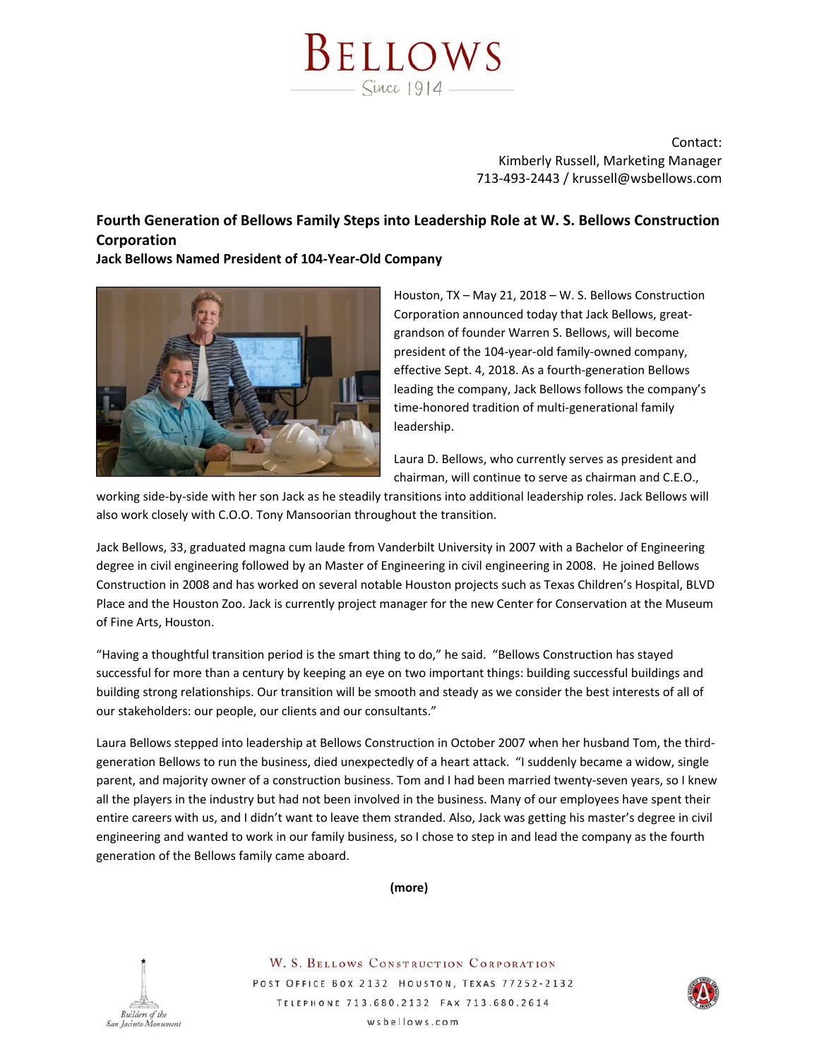# BELLOWS

Since 1914

Contact:
Kimberly Russell, Marketing Manager
713-493-2443 / krussell@wsbellows.com

## Fourth Generation of Bellows Family Steps into Leadership Role at W. S. Bellows Construction Corporation

**Jack Bellows Named President of 104-Year-Old Company**

Houston, TX – May 21, 2018 – W. S. Bellows Construction Corporation announced today that Jack Bellows, great-grandson of founder Warren S. Bellows, will become president of the 104-year-old family-owned company, effective Sept. 4, 2018. As a fourth-generation Bellows leading the company, Jack Bellows follows the company's time-honored tradition of multi-generational family leadership.

Laura D. Bellows, who currently serves as president and chairman, will continue to serve as chairman and C.E.O., working side-by-side with her son Jack as he steadily transitions into additional leadership roles. Jack Bellows will also work closely with C.O.O. Tony Mansoorian throughout the transition.

Jack Bellows, 33, graduated magna cum laude from Vanderbilt University in 2007 with a Bachelor of Engineering degree in civil engineering followed by an Master of Engineering in civil engineering in 2008. He joined Bellows Construction in 2008 and has worked on several notable Houston projects such as Texas Children's Hospital, BLVD Place and the Houston Zoo. Jack is currently project manager for the new Center for Conservation at the Museum of Fine Arts, Houston.

"Having a thoughtful transition period is the smart thing to do," he said. "Bellows Construction has stayed successful for more than a century by keeping an eye on two important things: building successful buildings and building strong relationships. Our transition will be smooth and steady as we consider the best interests of all of our stakeholders: our people, our clients and our consultants."

Laura Bellows stepped into leadership at Bellows Construction in October 2007 when her husband Tom, the third-generation Bellows to run the business, died unexpectedly of a heart attack. "I suddenly became a widow, single parent, and majority owner of a construction business. Tom and I had been married twenty-seven years, so I knew all the players in the industry but had not been involved in the business. Many of our employees have spent their entire careers with us, and I didn't want to leave them stranded. Also, Jack was getting his master's degree in civil engineering and wanted to work in our family business, so I chose to step in and lead the company as the fourth generation of the Bellows family came aboard.

**(more)**

Builders of the San Jacinto Monument

W. S. BELLOWS CONSTRUCTION CORPORATION
POST OFFICE BOX 2132 HOUSTON, TEXAS 77252-2132
TELEPHONE 713.680.2132 FAX 713.680.2614
wsbellows.com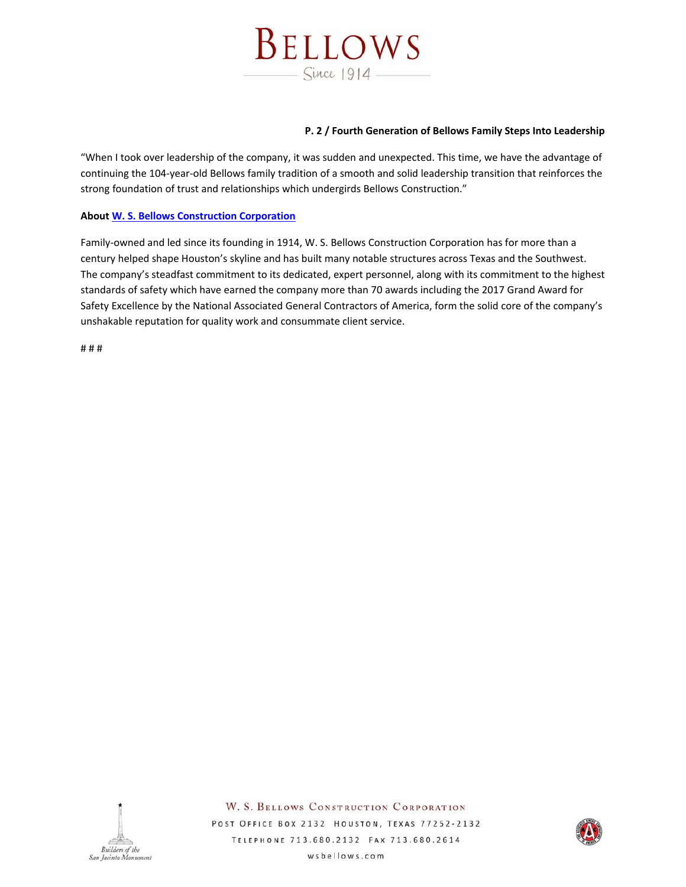"When I took over leadership of the company, it was sudden and unexpected. This time, we have the advantage of continuing the 104-year-old Bellows family tradition of a smooth and solid leadership transition that reinforces the strong foundation of trust and relationships which undergirds Bellows Construction."

**About W. S. Bellows Construction Corporation**

Family-owned and led since its founding in 1914, W. S. Bellows Construction Corporation has for more than a century helped shape Houston's skyline and has built many notable structures across Texas and the Southwest. The company's steadfast commitment to its dedicated, expert personnel, along with its commitment to the highest standards of safety which have earned the company more than 70 awards including the 2017 Grand Award for Safety Excellence by the National Associated General Contractors of America, form the solid core of the company's unshakable reputation for quality work and consummate client service.

# # #